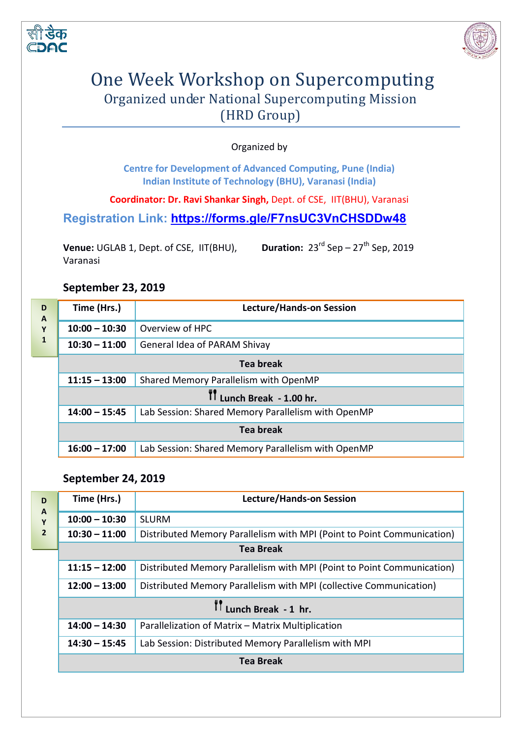# One Week Workshop on Supercomputing

## Organized under National Supercomputing Mission (HRD Group)

Organized by

**Centre for Development of Advanced Computing, Pune (India)**
**Indian Institute of Technology (BHU), Varanasi (India)**

**Coordinator: Dr. Ravi Shankar Singh,** Dept. of CSE, IIT(BHU), Varanasi

**Registration Link: https://forms.gle/F7nsUC3VnCHSDDw48**

**Venue:** UGLAB 1, Dept. of CSE, IIT(BHU), Varanasi

**Duration:** 23rd Sep – 27th Sep, 2019

### September 23, 2019

**DAY 1**

| Time (Hrs.) | Lecture/Hands-on Session |
|---|---|
| **10:00 – 10:30** | Overview of HPC |
| **10:30 – 11:00** | General Idea of PARAM Shivay |
| | **Tea break** |
| **11:15 – 13:00** | Shared Memory Parallelism with OpenMP |
| | **Lunch Break - 1.00 hr.** |
| **14:00 – 15:45** | Lab Session: Shared Memory Parallelism with OpenMP |
| | **Tea break** |
| **16:00 – 17:00** | Lab Session: Shared Memory Parallelism with OpenMP |

### September 24, 2019

**DAY 2**

| Time (Hrs.) | Lecture/Hands-on Session |
|---|---|
| **10:00 – 10:30** | SLURM |
| **10:30 – 11:00** | Distributed Memory Parallelism with MPI (Point to Point Communication) |
| | **Tea Break** |
| **11:15 – 12:00** | Distributed Memory Parallelism with MPI (Point to Point Communication) |
| **12:00 – 13:00** | Distributed Memory Parallelism with MPI (collective Communication) |
| | **Lunch Break - 1 hr.** |
| **14:00 – 14:30** | Parallelization of Matrix – Matrix Multiplication |
| **14:30 – 15:45** | Lab Session: Distributed Memory Parallelism with MPI |
| | **Tea Break** |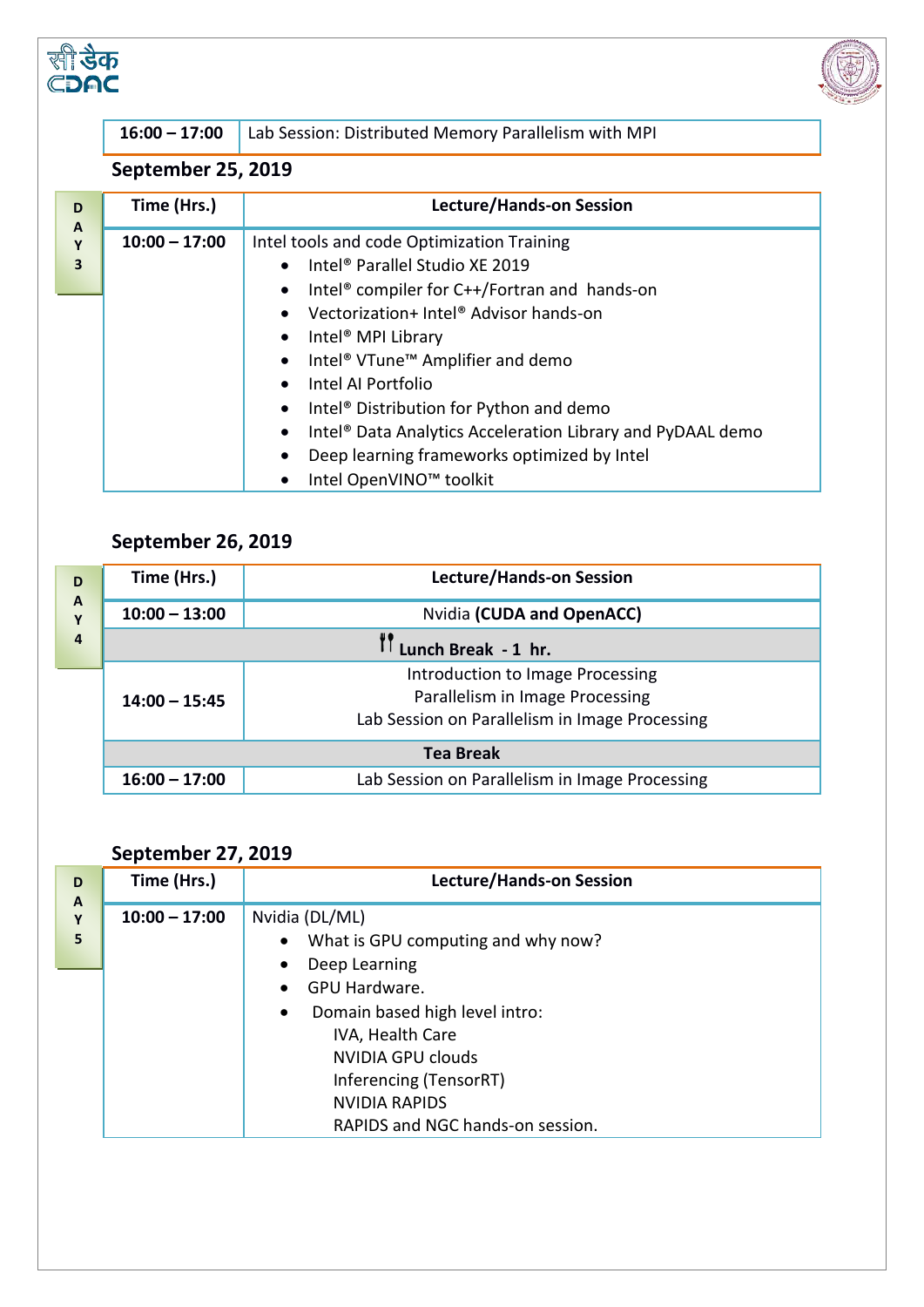| | |
|---|---|
| **16:00 – 17:00** | Lab Session: Distributed Memory Parallelism with MPI |

## September 25, 2019

**DAY 3**

| Time (Hrs.) | Lecture/Hands-on Session |
|---|---|
| **10:00 – 17:00** | Intel tools and code Optimization Training<br>• Intel® Parallel Studio XE 2019<br>• Intel® compiler for C++/Fortran and hands-on<br>• Vectorization+ Intel® Advisor hands-on<br>• Intel® MPI Library<br>• Intel® VTune™ Amplifier and demo<br>• Intel AI Portfolio<br>• Intel® Distribution for Python and demo<br>• Intel® Data Analytics Acceleration Library and PyDAAL demo<br>• Deep learning frameworks optimized by Intel<br>• Intel OpenVINO™ toolkit |

## September 26, 2019

**DAY 4**

| Time (Hrs.) | Lecture/Hands-on Session |
|---|---|
| **10:00 – 13:00** | Nvidia **(CUDA and OpenACC)** |
| **Lunch Break - 1 hr.** | |
| **14:00 – 15:45** | Introduction to Image Processing<br>Parallelism in Image Processing<br>Lab Session on Parallelism in Image Processing |
| **Tea Break** | |
| **16:00 – 17:00** | Lab Session on Parallelism in Image Processing |

## September 27, 2019

**DAY 5**

| Time (Hrs.) | Lecture/Hands-on Session |
|---|---|
| **10:00 – 17:00** | Nvidia (DL/ML)<br>• What is GPU computing and why now?<br>• Deep Learning<br>• GPU Hardware.<br>• Domain based high level intro:<br>IVA, Health Care<br>NVIDIA GPU clouds<br>Inferencing (TensorRT)<br>NVIDIA RAPIDS<br>RAPIDS and NGC hands-on session. |